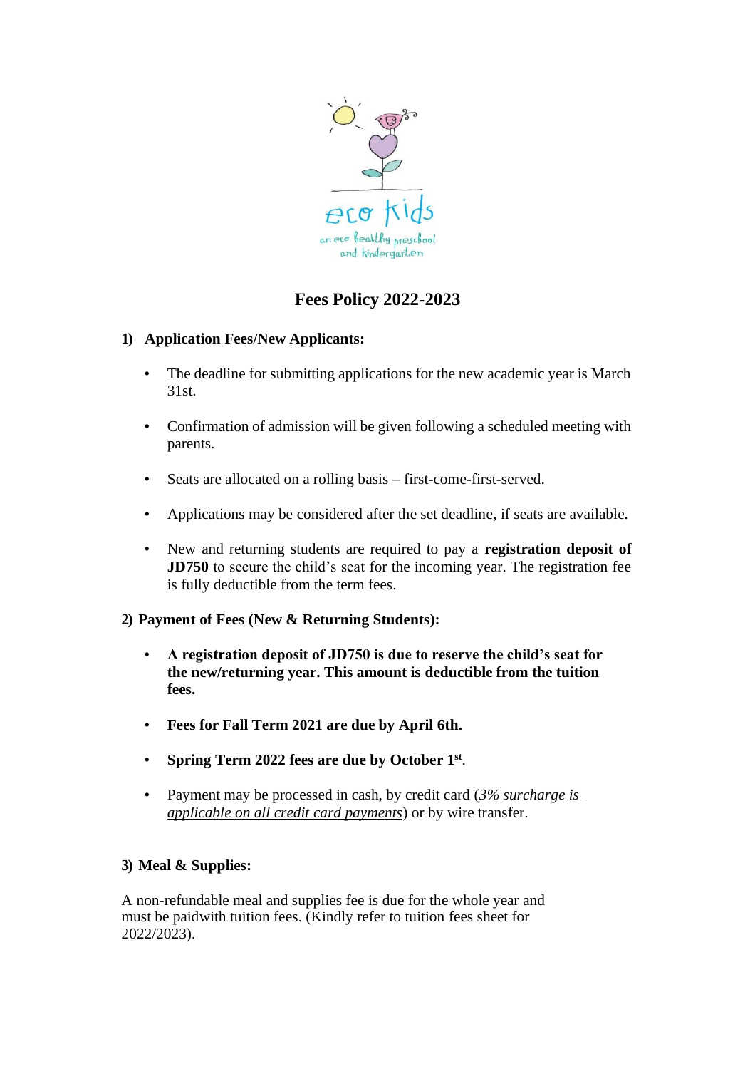# Fees Policy 2022-2023

**1) Application Fees/New Applicants:**

- The deadline for submitting applications for the new academic year is March 31st.
- Confirmation of admission will be given following a scheduled meeting with parents.
- Seats are allocated on a rolling basis – first-come-first-served.
- Applications may be considered after the set deadline, if seats are available.
- New and returning students are required to pay a **registration deposit of JD750** to secure the child's seat for the incoming year. The registration fee is fully deductible from the term fees.

**2) Payment of Fees (New & Returning Students):**

- **A registration deposit of JD750 is due to reserve the child's seat for the new/returning year. This amount is deductible from the tuition fees.**
- **Fees for Fall Term 2021 are due by April 6th.**
- **Spring Term 2022 fees are due by October 1st**.
- Payment may be processed in cash, by credit card (*3% surcharge is applicable on all credit card payments*) or by wire transfer.

**3) Meal & Supplies:**

A non-refundable meal and supplies fee is due for the whole year and must be paidwith tuition fees. (Kindly refer to tuition fees sheet for 2022/2023).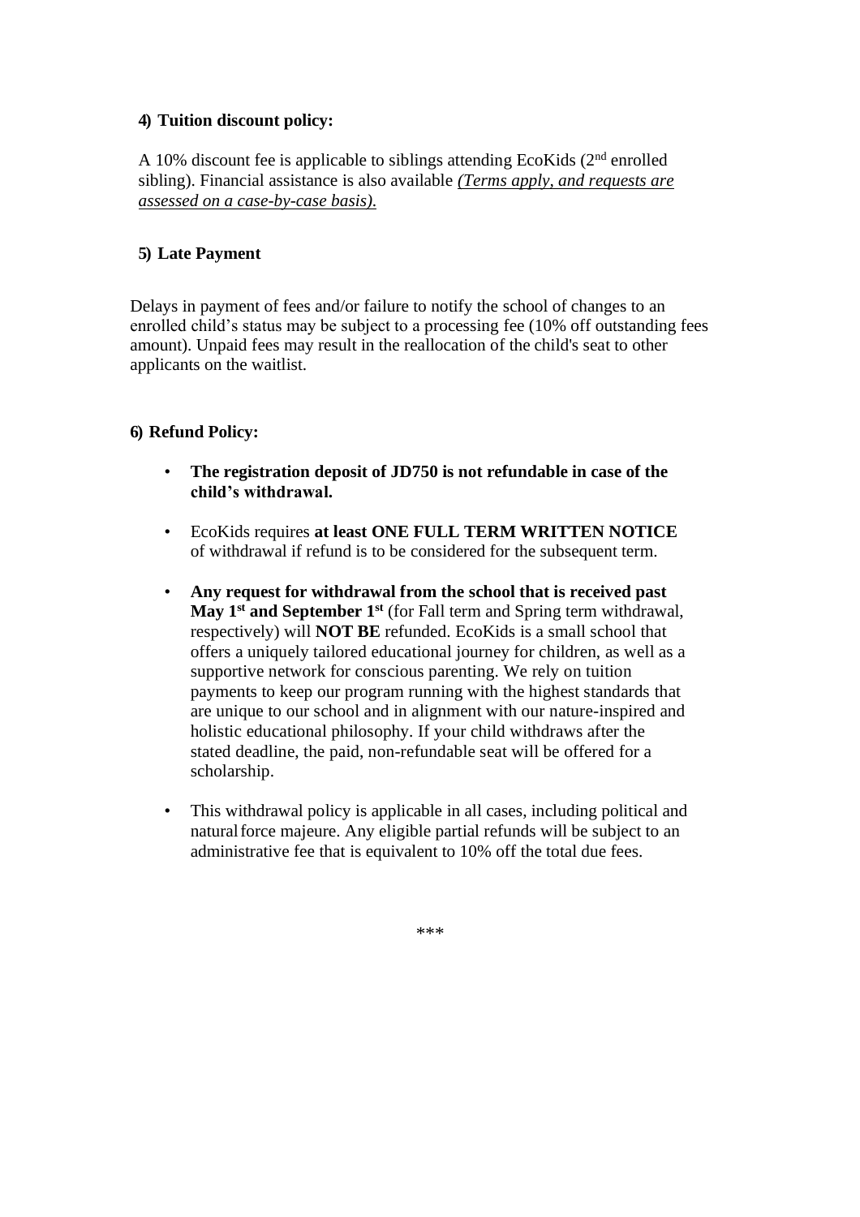## 4) Tuition discount policy:

A 10% discount fee is applicable to siblings attending EcoKids (2nd enrolled sibling). Financial assistance is also available ***(Terms apply, and requests are assessed on a case-by-case basis).***

## 5) Late Payment

Delays in payment of fees and/or failure to notify the school of changes to an enrolled child's status may be subject to a processing fee (10% off outstanding fees amount). Unpaid fees may result in the reallocation of the child's seat to other applicants on the waitlist.

## 6) Refund Policy:

- **The registration deposit of JD750 is not refundable in case of the child's withdrawal.**
- EcoKids requires **at least ONE FULL TERM WRITTEN NOTICE** of withdrawal if refund is to be considered for the subsequent term.
- **Any request for withdrawal from the school that is received past May 1st and September 1st** (for Fall term and Spring term withdrawal, respectively) will **NOT BE** refunded. EcoKids is a small school that offers a uniquely tailored educational journey for children, as well as a supportive network for conscious parenting. We rely on tuition payments to keep our program running with the highest standards that are unique to our school and in alignment with our nature-inspired and holistic educational philosophy. If your child withdraws after the stated deadline, the paid, non-refundable seat will be offered for a scholarship.
- This withdrawal policy is applicable in all cases, including political and natural force majeure. Any eligible partial refunds will be subject to an administrative fee that is equivalent to 10% off the total due fees.

***